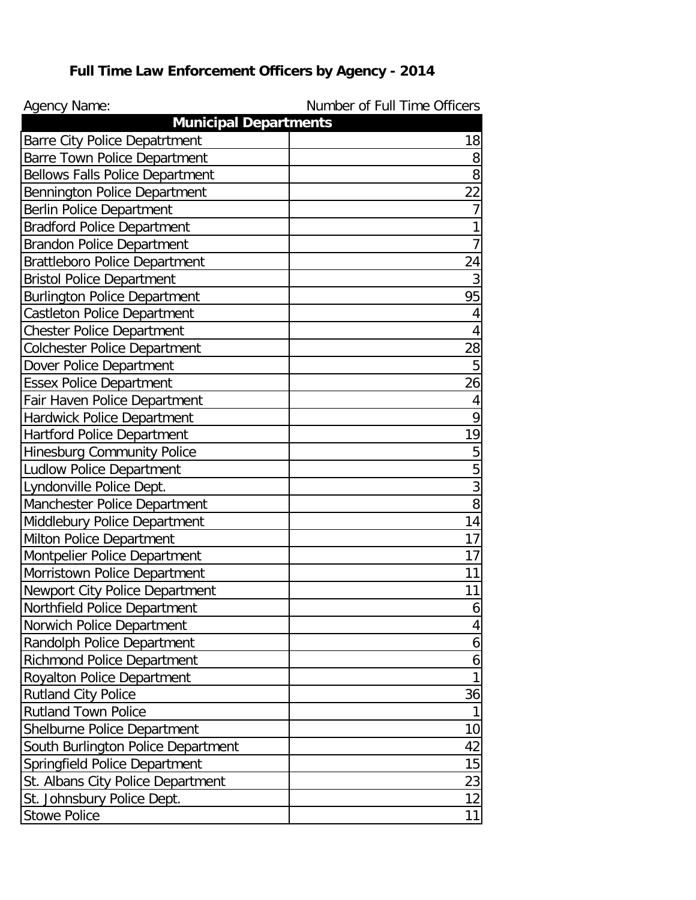# Full Time Law Enforcement Officers by Agency - 2014

| Agency Name: | Number of Full Time Officers |
|---|---|
| **Municipal Departments** | |
| Barre City Police Depatrtment | 18 |
| Barre Town Police Department | 8 |
| Bellows Falls Police Department | 8 |
| Bennington Police Department | 22 |
| Berlin Police Department | 7 |
| Bradford Police Department | 1 |
| Brandon Police Department | 7 |
| Brattleboro Police Department | 24 |
| Bristol Police Department | 3 |
| Burlington Police Department | 95 |
| Castleton Police Department | 4 |
| Chester Police Department | 4 |
| Colchester Police Department | 28 |
| Dover Police Department | 5 |
| Essex Police Department | 26 |
| Fair Haven Police Department | 4 |
| Hardwick Police Department | 9 |
| Hartford Police Department | 19 |
| Hinesburg Community Police | 5 |
| Ludlow Police Department | 5 |
| Lyndonville Police Dept. | 3 |
| Manchester Police Department | 8 |
| Middlebury Police Department | 14 |
| Milton Police Department | 17 |
| Montpelier Police Department | 17 |
| Morristown Police Department | 11 |
| Newport City Police Department | 11 |
| Northfield Police Department | 6 |
| Norwich Police Department | 4 |
| Randolph Police Department | 6 |
| Richmond Police Department | 6 |
| Royalton Police Department | 1 |
| Rutland City Police | 36 |
| Rutland Town Police | 1 |
| Shelburne Police Department | 10 |
| South Burlington Police Department | 42 |
| Springfield Police Department | 15 |
| St. Albans City Police Department | 23 |
| St. Johnsbury Police Dept. | 12 |
| Stowe Police | 11 |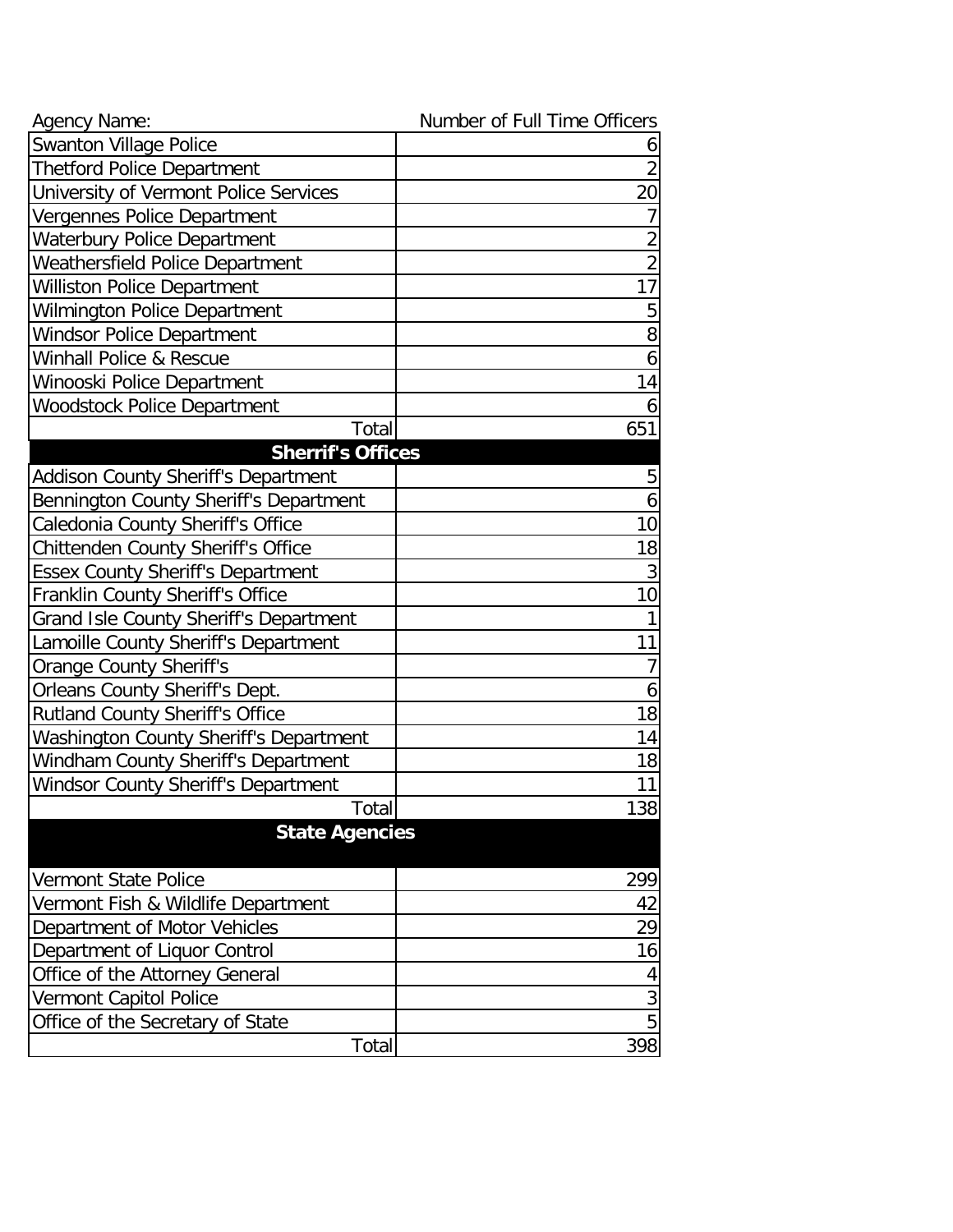| Agency Name: | Number of Full Time Officers |
| --- | --- |
| Swanton Village Police | 6 |
| Thetford Police Department | 2 |
| University of Vermont Police Services | 20 |
| Vergennes Police Department | 7 |
| Waterbury Police Department | 2 |
| Weathersfield Police Department | 2 |
| Williston Police Department | 17 |
| Wilmington Police Department | 5 |
| Windsor Police Department | 8 |
| Winhall Police & Rescue | 6 |
| Winooski Police Department | 14 |
| Woodstock Police Department | 6 |
| Total | 651 |
| **Sherrif's Offices** | |
| Addison County Sheriff's Department | 5 |
| Bennington County Sheriff's Department | 6 |
| Caledonia County Sheriff's Office | 10 |
| Chittenden County Sheriff's Office | 18 |
| Essex County Sheriff's Department | 3 |
| Franklin County Sheriff's Office | 10 |
| Grand Isle County Sheriff's Department | 1 |
| Lamoille County Sheriff's Department | 11 |
| Orange County Sheriff's | 7 |
| Orleans County Sheriff's Dept. | 6 |
| Rutland County Sheriff's Office | 18 |
| Washington County Sheriff's Department | 14 |
| Windham County Sheriff's Department | 18 |
| Windsor County Sheriff's Department | 11 |
| Total | 138 |
| **State Agencies** | |
| Vermont State Police | 299 |
| Vermont Fish & Wildlife Department | 42 |
| Department of Motor Vehicles | 29 |
| Department of Liquor Control | 16 |
| Office of the Attorney General | 4 |
| Vermont Capitol Police | 3 |
| Office of the Secretary of State | 5 |
| Total | 398 |